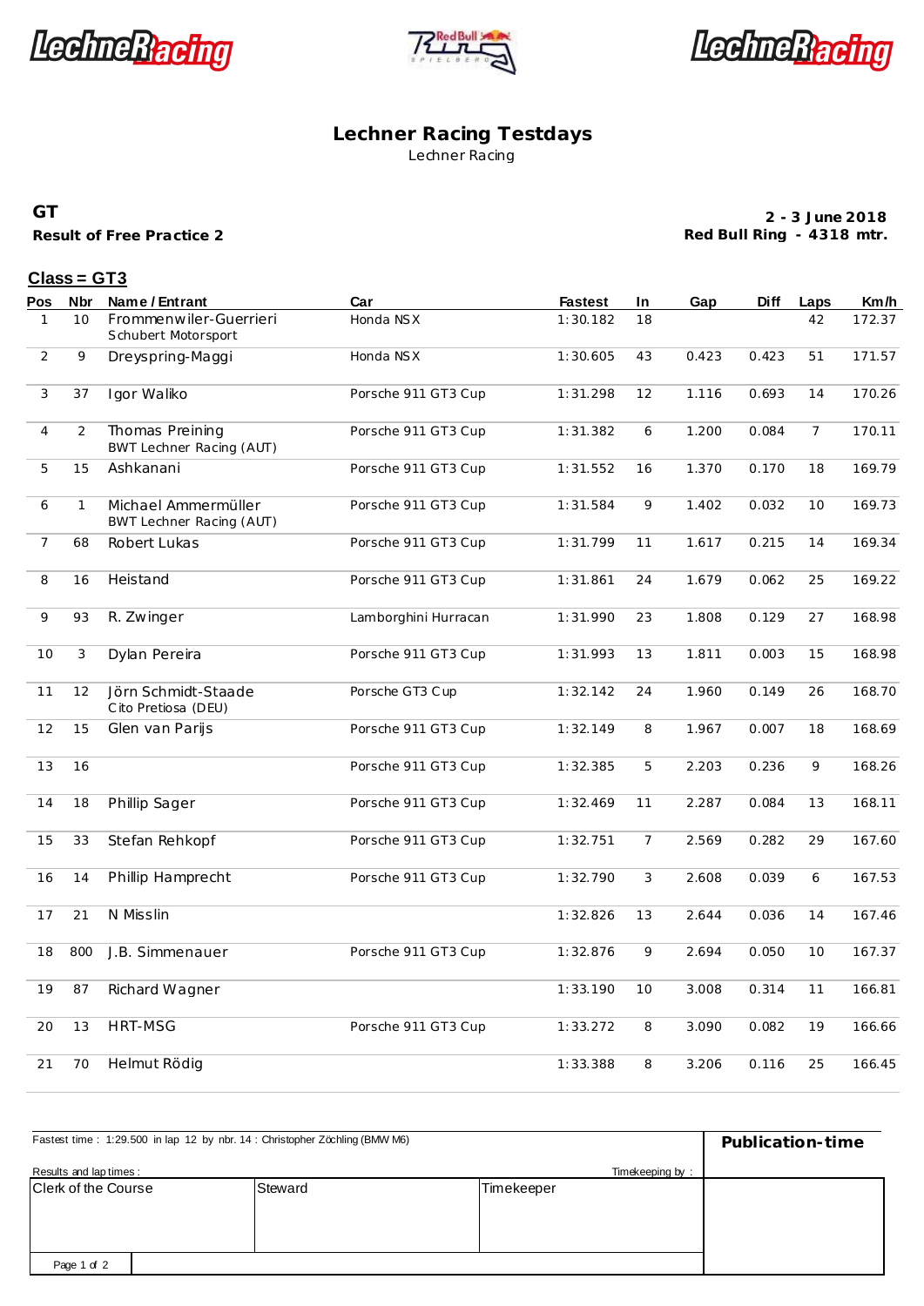# Lechner Racing Testdays

Lechner Racing

**GT**

**Result of Free Practice 2**

**2 - 3 June 2018**
**Red Bull Ring - 4318 mtr.**

## Class = GT3

| Pos | Nbr | Name / Entrant | Car | Fastest | In | Gap | Diff | Laps | Km/h |
|---|---|---|---|---|---|---|---|---|---|
| 1 | 10 | Frommenwiler-Guerrieri<br>Schubert Motorsport | Honda NSX | 1:30.182 | 18 | | | 42 | 172.37 |
| 2 | 9 | Dreyspring-Maggi | Honda NSX | 1:30.605 | 43 | 0.423 | 0.423 | 51 | 171.57 |
| 3 | 37 | Igor Waliko | Porsche 911 GT3 Cup | 1:31.298 | 12 | 1.116 | 0.693 | 14 | 170.26 |
| 4 | 2 | Thomas Preining<br>BWT Lechner Racing (AUT) | Porsche 911 GT3 Cup | 1:31.382 | 6 | 1.200 | 0.084 | 7 | 170.11 |
| 5 | 15 | Ashkanani | Porsche 911 GT3 Cup | 1:31.552 | 16 | 1.370 | 0.170 | 18 | 169.79 |
| 6 | 1 | Michael Ammermüller<br>BWT Lechner Racing (AUT) | Porsche 911 GT3 Cup | 1:31.584 | 9 | 1.402 | 0.032 | 10 | 169.73 |
| 7 | 68 | Robert Lukas | Porsche 911 GT3 Cup | 1:31.799 | 11 | 1.617 | 0.215 | 14 | 169.34 |
| 8 | 16 | Heistand | Porsche 911 GT3 Cup | 1:31.861 | 24 | 1.679 | 0.062 | 25 | 169.22 |
| 9 | 93 | R. Zwinger | Lamborghini Hurracan | 1:31.990 | 23 | 1.808 | 0.129 | 27 | 168.98 |
| 10 | 3 | Dylan Pereira | Porsche 911 GT3 Cup | 1:31.993 | 13 | 1.811 | 0.003 | 15 | 168.98 |
| 11 | 12 | Jörn Schmidt-Staade<br>Cito Pretiosa (DEU) | Porsche GT3 Cup | 1:32.142 | 24 | 1.960 | 0.149 | 26 | 168.70 |
| 12 | 15 | Glen van Parijs | Porsche 911 GT3 Cup | 1:32.149 | 8 | 1.967 | 0.007 | 18 | 168.69 |
| 13 | 16 | | Porsche 911 GT3 Cup | 1:32.385 | 5 | 2.203 | 0.236 | 9 | 168.26 |
| 14 | 18 | Phillip Sager | Porsche 911 GT3 Cup | 1:32.469 | 11 | 2.287 | 0.084 | 13 | 168.11 |
| 15 | 33 | Stefan Rehkopf | Porsche 911 GT3 Cup | 1:32.751 | 7 | 2.569 | 0.282 | 29 | 167.60 |
| 16 | 14 | Phillip Hamprecht | Porsche 911 GT3 Cup | 1:32.790 | 3 | 2.608 | 0.039 | 6 | 167.53 |
| 17 | 21 | N Misslin | | 1:32.826 | 13 | 2.644 | 0.036 | 14 | 167.46 |
| 18 | 800 | J.B. Simmenauer | Porsche 911 GT3 Cup | 1:32.876 | 9 | 2.694 | 0.050 | 10 | 167.37 |
| 19 | 87 | Richard Wagner | | 1:33.190 | 10 | 3.008 | 0.314 | 11 | 166.81 |
| 20 | 13 | HRT-MSG | Porsche 911 GT3 Cup | 1:33.272 | 8 | 3.090 | 0.082 | 19 | 166.66 |
| 21 | 70 | Helmut Rödig | | 1:33.388 | 8 | 3.206 | 0.116 | 25 | 166.45 |

Fastest time : 1:29.500 in lap 12 by nbr. 14 : Christopher Zöchling (BMW M6)

**Publication-time**

Results and lap times :

Timekeeping by :

| Clerk of the Course | Steward | Timekeeper |
|---|---|---|
| | | |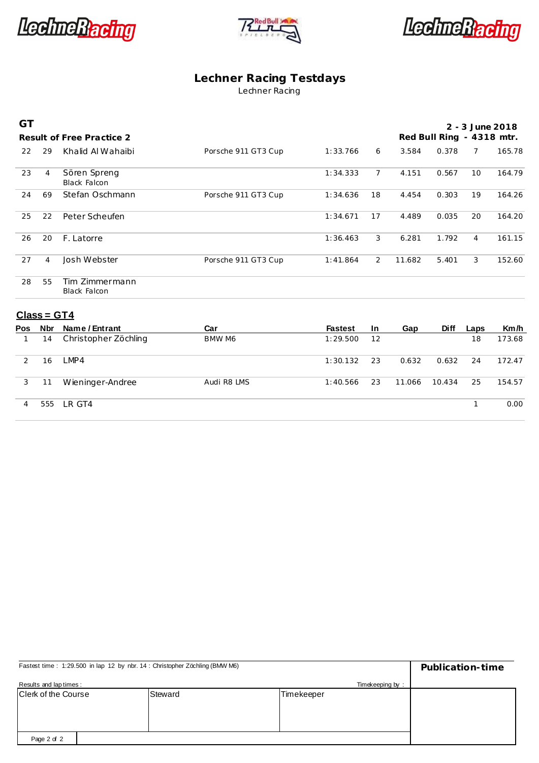# Lechner Racing Testdays

Lechner Racing

**GT**

**Result of Free Practice 2**

**2 - 3 June 2018**

**Red Bull Ring - 4318 mtr.**

| Pos | Nbr | Name / Entrant | Car | Fastest | In | Gap | Diff | Laps | Km/h |
|---|---|---|---|---|---|---|---|---|---|
| 22 | 29 | Khalid Al Wahaibi | Porsche 911 GT3 Cup | 1:33.766 | 6 | 3.584 | 0.378 | 7 | 165.78 |
| 23 | 4 | Sören Spreng<br>Black Falcon | | 1:34.333 | 7 | 4.151 | 0.567 | 10 | 164.79 |
| 24 | 69 | Stefan Oschmann | Porsche 911 GT3 Cup | 1:34.636 | 18 | 4.454 | 0.303 | 19 | 164.26 |
| 25 | 22 | Peter Scheufen | | 1:34.671 | 17 | 4.489 | 0.035 | 20 | 164.20 |
| 26 | 20 | F. Latorre | | 1:36.463 | 3 | 6.281 | 1.792 | 4 | 161.15 |
| 27 | 4 | Josh Webster | Porsche 911 GT3 Cup | 1:41.864 | 2 | 11.682 | 5.401 | 3 | 152.60 |
| 28 | 55 | Tim Zimmermann<br>Black Falcon | | | | | | | |

## Class = GT4

| Pos | Nbr | Name / Entrant | Car | Fastest | In | Gap | Diff | Laps | Km/h |
|---|---|---|---|---|---|---|---|---|---|
| 1 | 14 | Christopher Zöchling | BMW M6 | 1:29.500 | 12 | | | 18 | 173.68 |
| 2 | 16 | LMP4 | | 1:30.132 | 23 | 0.632 | 0.632 | 24 | 172.47 |
| 3 | 11 | Wieninger-Andree | Audi R8 LMS | 1:40.566 | 23 | 11.066 | 10.434 | 25 | 154.57 |
| 4 | 555 | LR GT4 | | | | | | 1 | 0.00 |

Fastest time : 1:29.500 in lap 12 by nbr. 14 : Christopher Zöchling (BMW M6)

Results and lap times :

Timekeeping by :

| Clerk of the Course | Steward | Timekeeper | Publication-time |
|---|---|---|---|
| | | | |